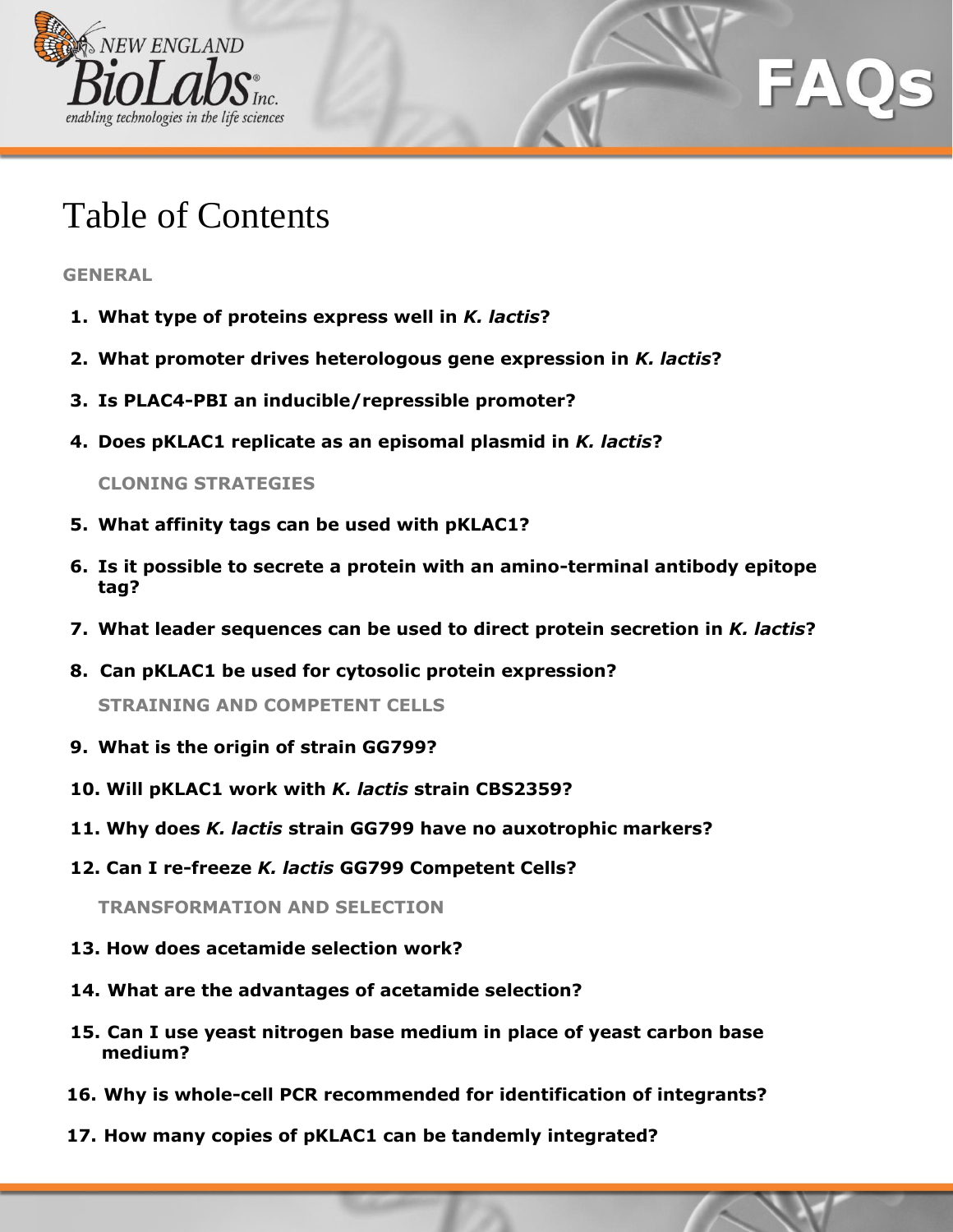# FAQs

## Table of Contents

**GENERAL**

1. **What type of proteins express well in *K. lactis*?**
2. **What promoter drives heterologous gene expression in *K. lactis*?**
3. **Is PLAC4-PBI an inducible/repressible promoter?**
4. **Does pKLAC1 replicate as an episomal plasmid in *K. lactis*?**

**CLONING STRATEGIES**

5. **What affinity tags can be used with pKLAC1?**
6. **Is it possible to secrete a protein with an amino-terminal antibody epitope tag?**
7. **What leader sequences can be used to direct protein secretion in *K. lactis*?**
8. **Can pKLAC1 be used for cytosolic protein expression?**

**STRAINING AND COMPETENT CELLS**

9. **What is the origin of strain GG799?**
10. **Will pKLAC1 work with *K. lactis* strain CBS2359?**
11. **Why does *K. lactis* strain GG799 have no auxotrophic markers?**
12. **Can I re-freeze *K. lactis* GG799 Competent Cells?**

**TRANSFORMATION AND SELECTION**

13. **How does acetamide selection work?**
14. **What are the advantages of acetamide selection?**
15. **Can I use yeast nitrogen base medium in place of yeast carbon base medium?**
16. **Why is whole-cell PCR recommended for identification of integrants?**
17. **How many copies of pKLAC1 can be tandemly integrated?**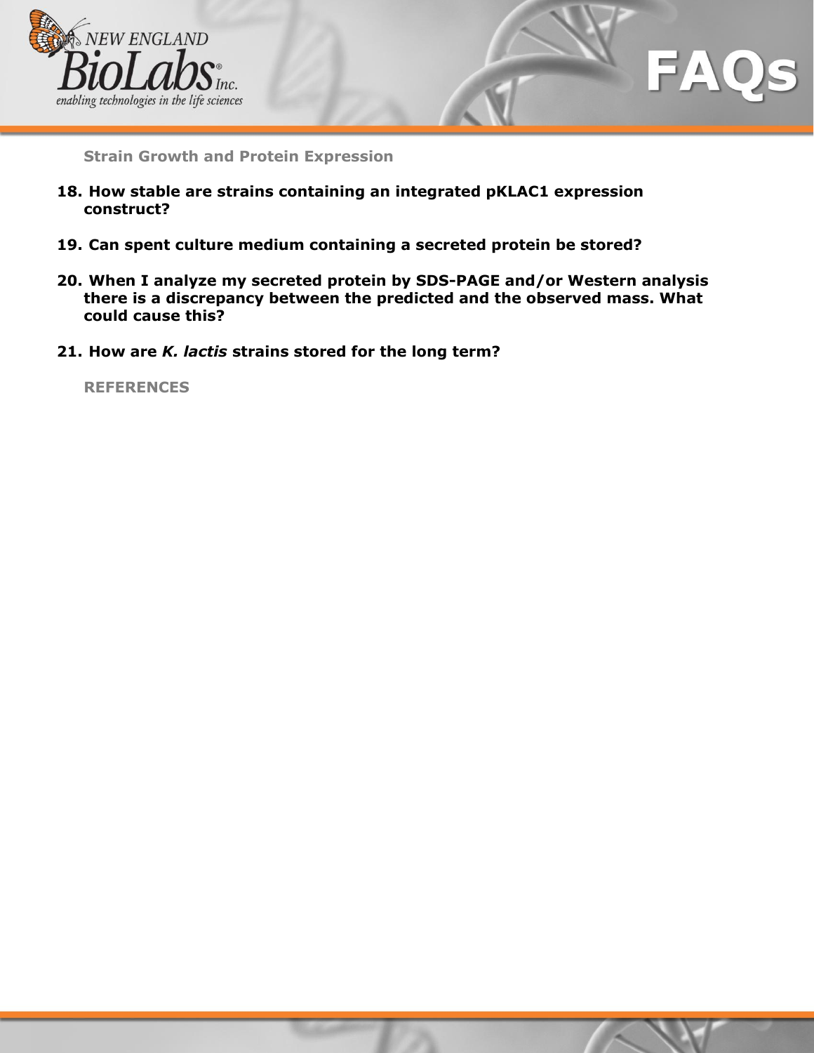**Strain Growth and Protein Expression**

**18. How stable are strains containing an integrated pKLAC1 expression construct?**

**19. Can spent culture medium containing a secreted protein be stored?**

**20. When I analyze my secreted protein by SDS-PAGE and/or Western analysis there is a discrepancy between the predicted and the observed mass. What could cause this?**

**21. How are *K. lactis* strains stored for the long term?**

**REFERENCES**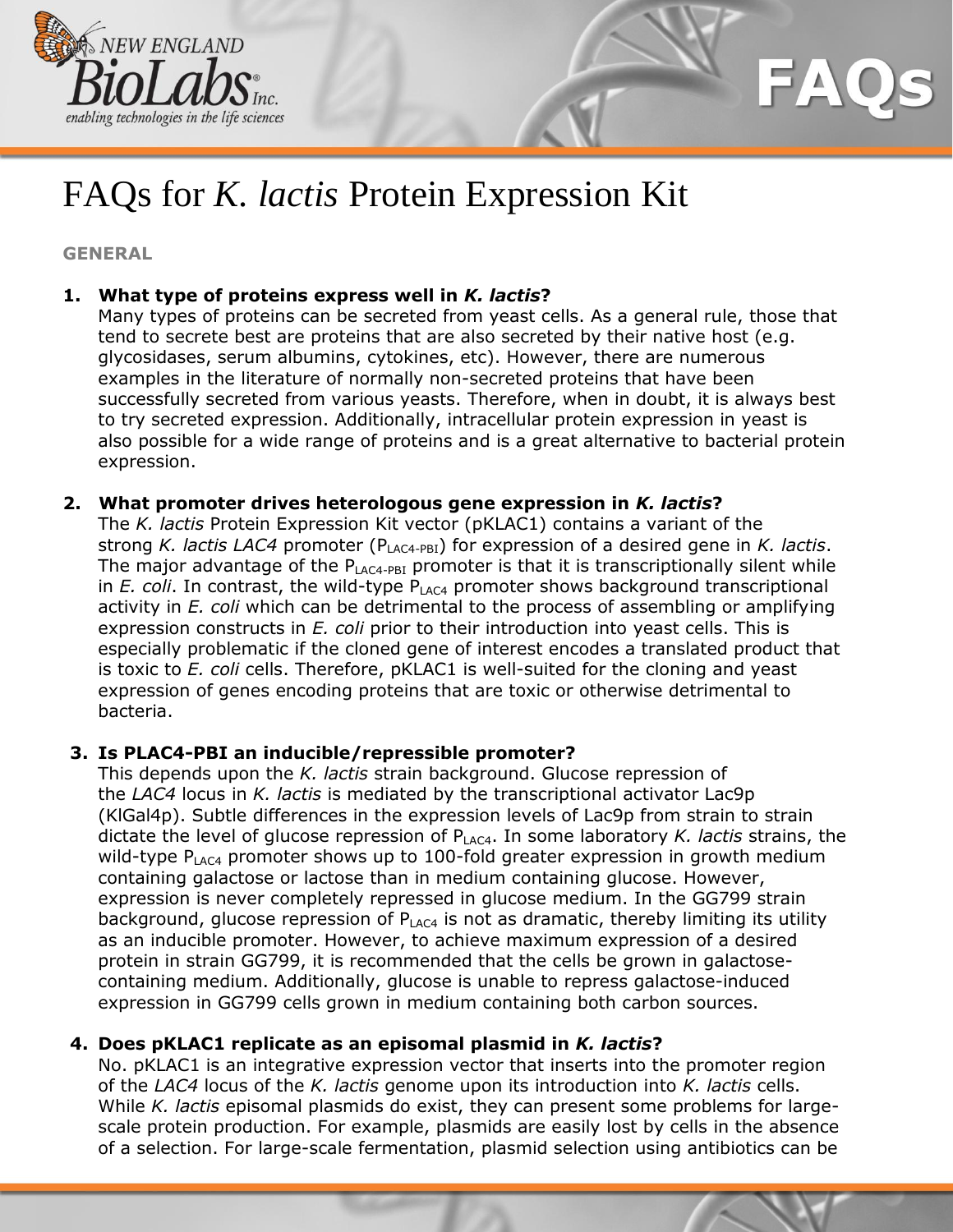# FAQs for *K. lactis* Protein Expression Kit

**GENERAL**

1. **What type of proteins express well in *K. lactis*?**
   Many types of proteins can be secreted from yeast cells. As a general rule, those that tend to secrete best are proteins that are also secreted by their native host (e.g. glycosidases, serum albumins, cytokines, etc). However, there are numerous examples in the literature of normally non-secreted proteins that have been successfully secreted from various yeasts. Therefore, when in doubt, it is always best to try secreted expression. Additionally, intracellular protein expression in yeast is also possible for a wide range of proteins and is a great alternative to bacterial protein expression.

2. **What promoter drives heterologous gene expression in *K. lactis*?**
   The *K. lactis* Protein Expression Kit vector (pKLAC1) contains a variant of the strong *K. lactis LAC4* promoter ($P_{LAC4\text{-}PBI}$) for expression of a desired gene in *K. lactis*. The major advantage of the $P_{LAC4\text{-}PBI}$ promoter is that it is transcriptionally silent while in *E. coli*. In contrast, the wild-type $P_{LAC4}$ promoter shows background transcriptional activity in *E. coli* which can be detrimental to the process of assembling or amplifying expression constructs in *E. coli* prior to their introduction into yeast cells. This is especially problematic if the cloned gene of interest encodes a translated product that is toxic to *E. coli* cells. Therefore, pKLAC1 is well-suited for the cloning and yeast expression of genes encoding proteins that are toxic or otherwise detrimental to bacteria.

3. **Is PLAC4-PBI an inducible/repressible promoter?**
   This depends upon the *K. lactis* strain background. Glucose repression of the *LAC4* locus in *K. lactis* is mediated by the transcriptional activator Lac9p (KlGal4p). Subtle differences in the expression levels of Lac9p from strain to strain dictate the level of glucose repression of $P_{LAC4}$. In some laboratory *K. lactis* strains, the wild-type $P_{LAC4}$ promoter shows up to 100-fold greater expression in growth medium containing galactose or lactose than in medium containing glucose. However, expression is never completely repressed in glucose medium. In the GG799 strain background, glucose repression of $P_{LAC4}$ is not as dramatic, thereby limiting its utility as an inducible promoter. However, to achieve maximum expression of a desired protein in strain GG799, it is recommended that the cells be grown in galactose-containing medium. Additionally, glucose is unable to repress galactose-induced expression in GG799 cells grown in medium containing both carbon sources.

4. **Does pKLAC1 replicate as an episomal plasmid in *K. lactis*?**
   No. pKLAC1 is an integrative expression vector that inserts into the promoter region of the *LAC4* locus of the *K. lactis* genome upon its introduction into *K. lactis* cells. While *K. lactis* episomal plasmids do exist, they can present some problems for large-scale protein production. For example, plasmids are easily lost by cells in the absence of a selection. For large-scale fermentation, plasmid selection using antibiotics can be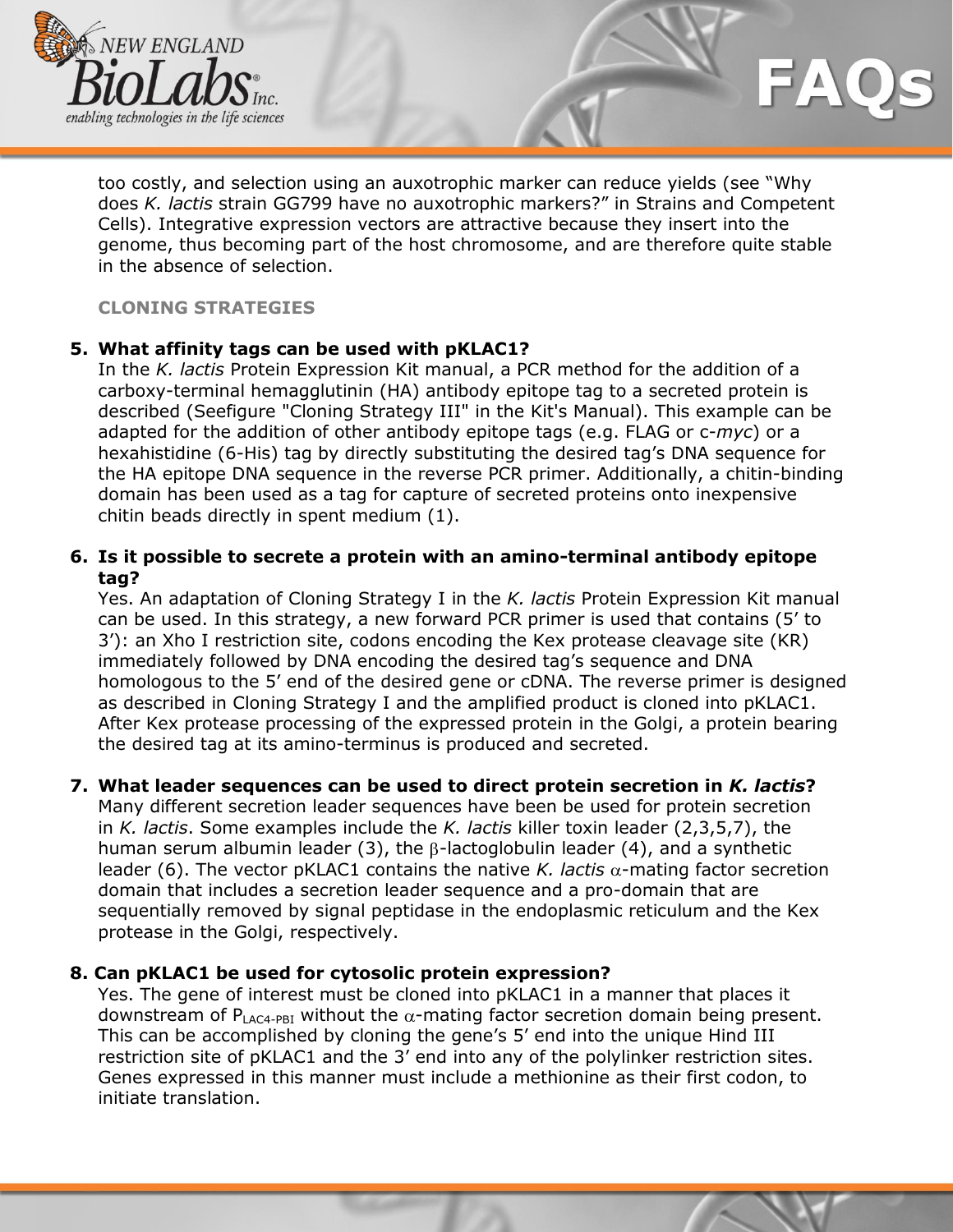too costly, and selection using an auxotrophic marker can reduce yields (see "Why does *K. lactis* strain GG799 have no auxotrophic markers?" in Strains and Competent Cells). Integrative expression vectors are attractive because they insert into the genome, thus becoming part of the host chromosome, and are therefore quite stable in the absence of selection.

## CLONING STRATEGIES

**5. What affinity tags can be used with pKLAC1?**

In the *K. lactis* Protein Expression Kit manual, a PCR method for the addition of a carboxy-terminal hemagglutinin (HA) antibody epitope tag to a secreted protein is described (Seefigure "Cloning Strategy III" in the Kit's Manual). This example can be adapted for the addition of other antibody epitope tags (e.g. FLAG or c-*myc*) or a hexahistidine (6-His) tag by directly substituting the desired tag's DNA sequence for the HA epitope DNA sequence in the reverse PCR primer. Additionally, a chitin-binding domain has been used as a tag for capture of secreted proteins onto inexpensive chitin beads directly in spent medium (1).

**6. Is it possible to secrete a protein with an amino-terminal antibody epitope tag?**

Yes. An adaptation of Cloning Strategy I in the *K. lactis* Protein Expression Kit manual can be used. In this strategy, a new forward PCR primer is used that contains (5' to 3'): an Xho I restriction site, codons encoding the Kex protease cleavage site (KR) immediately followed by DNA encoding the desired tag's sequence and DNA homologous to the 5' end of the desired gene or cDNA. The reverse primer is designed as described in Cloning Strategy I and the amplified product is cloned into pKLAC1. After Kex protease processing of the expressed protein in the Golgi, a protein bearing the desired tag at its amino-terminus is produced and secreted.

**7. What leader sequences can be used to direct protein secretion in *K. lactis*?**

Many different secretion leader sequences have been be used for protein secretion in *K. lactis*. Some examples include the *K. lactis* killer toxin leader (2,3,5,7), the human serum albumin leader (3), the $\beta$-lactoglobulin leader (4), and a synthetic leader (6). The vector pKLAC1 contains the native *K. lactis* $\alpha$-mating factor secretion domain that includes a secretion leader sequence and a pro-domain that are sequentially removed by signal peptidase in the endoplasmic reticulum and the Kex protease in the Golgi, respectively.

**8. Can pKLAC1 be used for cytosolic protein expression?**

Yes. The gene of interest must be cloned into pKLAC1 in a manner that places it downstream of $P_{LAC4\text{-}PBI}$ without the $\alpha$-mating factor secretion domain being present. This can be accomplished by cloning the gene's 5' end into the unique Hind III restriction site of pKLAC1 and the 3' end into any of the polylinker restriction sites. Genes expressed in this manner must include a methionine as their first codon, to initiate translation.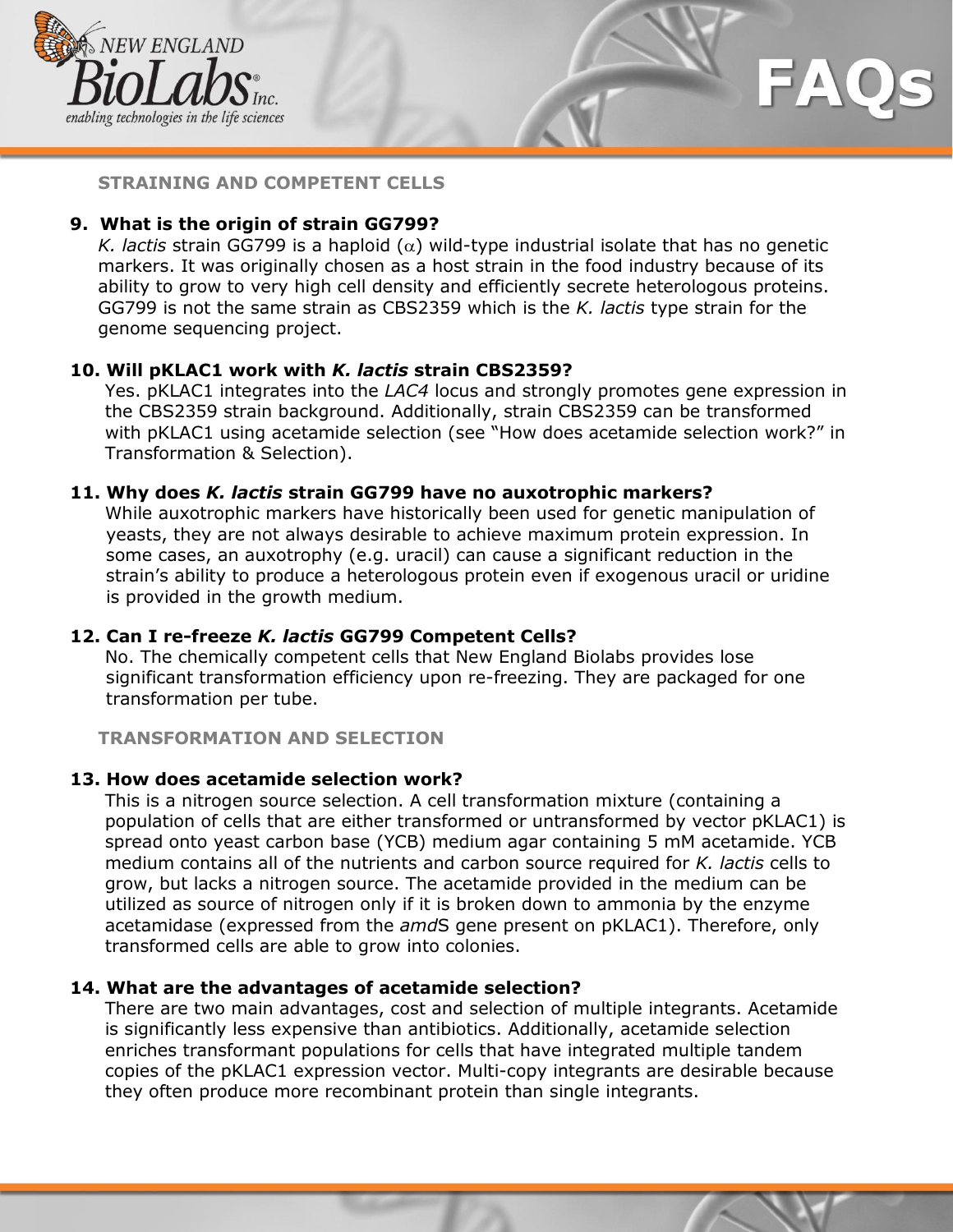## STRAINING AND COMPETENT CELLS

**9. What is the origin of strain GG799?**

*K. lactis* strain GG799 is a haploid ($\alpha$) wild-type industrial isolate that has no genetic markers. It was originally chosen as a host strain in the food industry because of its ability to grow to very high cell density and efficiently secrete heterologous proteins. GG799 is not the same strain as CBS2359 which is the *K. lactis* type strain for the genome sequencing project.

**10. Will pKLAC1 work with *K. lactis* strain CBS2359?**

Yes. pKLAC1 integrates into the *LAC4* locus and strongly promotes gene expression in the CBS2359 strain background. Additionally, strain CBS2359 can be transformed with pKLAC1 using acetamide selection (see "How does acetamide selection work?" in Transformation & Selection).

**11. Why does *K. lactis* strain GG799 have no auxotrophic markers?**

While auxotrophic markers have historically been used for genetic manipulation of yeasts, they are not always desirable to achieve maximum protein expression. In some cases, an auxotrophy (e.g. uracil) can cause a significant reduction in the strain's ability to produce a heterologous protein even if exogenous uracil or uridine is provided in the growth medium.

**12. Can I re-freeze *K. lactis* GG799 Competent Cells?**

No. The chemically competent cells that New England Biolabs provides lose significant transformation efficiency upon re-freezing. They are packaged for one transformation per tube.

## TRANSFORMATION AND SELECTION

**13. How does acetamide selection work?**

This is a nitrogen source selection. A cell transformation mixture (containing a population of cells that are either transformed or untransformed by vector pKLAC1) is spread onto yeast carbon base (YCB) medium agar containing 5 mM acetamide. YCB medium contains all of the nutrients and carbon source required for *K. lactis* cells to grow, but lacks a nitrogen source. The acetamide provided in the medium can be utilized as source of nitrogen only if it is broken down to ammonia by the enzyme acetamidase (expressed from the *amd*S gene present on pKLAC1). Therefore, only transformed cells are able to grow into colonies.

**14. What are the advantages of acetamide selection?**

There are two main advantages, cost and selection of multiple integrants. Acetamide is significantly less expensive than antibiotics. Additionally, acetamide selection enriches transformant populations for cells that have integrated multiple tandem copies of the pKLAC1 expression vector. Multi-copy integrants are desirable because they often produce more recombinant protein than single integrants.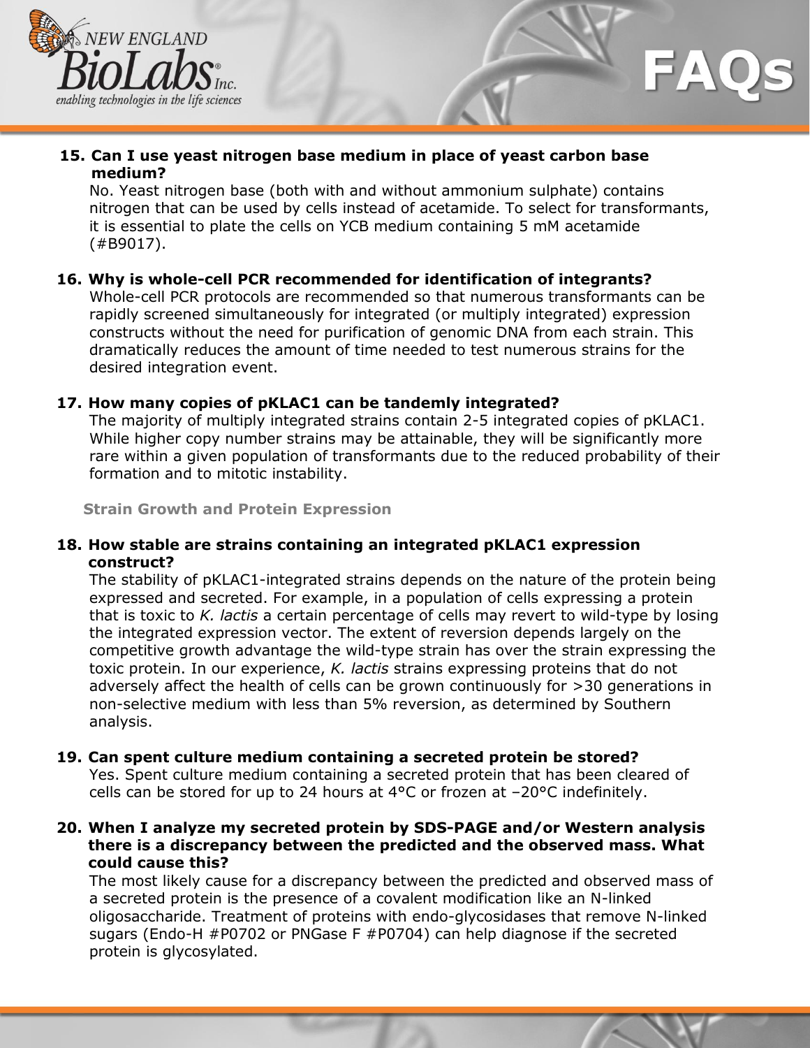**15. Can I use yeast nitrogen base medium in place of yeast carbon base medium?**

No. Yeast nitrogen base (both with and without ammonium sulphate) contains nitrogen that can be used by cells instead of acetamide. To select for transformants, it is essential to plate the cells on YCB medium containing 5 mM acetamide (#B9017).

**16. Why is whole-cell PCR recommended for identification of integrants?**

Whole-cell PCR protocols are recommended so that numerous transformants can be rapidly screened simultaneously for integrated (or multiply integrated) expression constructs without the need for purification of genomic DNA from each strain. This dramatically reduces the amount of time needed to test numerous strains for the desired integration event.

**17. How many copies of pKLAC1 can be tandemly integrated?**

The majority of multiply integrated strains contain 2-5 integrated copies of pKLAC1. While higher copy number strains may be attainable, they will be significantly more rare within a given population of transformants due to the reduced probability of their formation and to mitotic instability.

## Strain Growth and Protein Expression

**18. How stable are strains containing an integrated pKLAC1 expression construct?**

The stability of pKLAC1-integrated strains depends on the nature of the protein being expressed and secreted. For example, in a population of cells expressing a protein that is toxic to *K. lactis* a certain percentage of cells may revert to wild-type by losing the integrated expression vector. The extent of reversion depends largely on the competitive growth advantage the wild-type strain has over the strain expressing the toxic protein. In our experience, *K. lactis* strains expressing proteins that do not adversely affect the health of cells can be grown continuously for >30 generations in non-selective medium with less than 5% reversion, as determined by Southern analysis.

**19. Can spent culture medium containing a secreted protein be stored?**

Yes. Spent culture medium containing a secreted protein that has been cleared of cells can be stored for up to 24 hours at 4°C or frozen at –20°C indefinitely.

**20. When I analyze my secreted protein by SDS-PAGE and/or Western analysis there is a discrepancy between the predicted and the observed mass. What could cause this?**

The most likely cause for a discrepancy between the predicted and observed mass of a secreted protein is the presence of a covalent modification like an N-linked oligosaccharide. Treatment of proteins with endo-glycosidases that remove N-linked sugars (Endo-H #P0702 or PNGase F #P0704) can help diagnose if the secreted protein is glycosylated.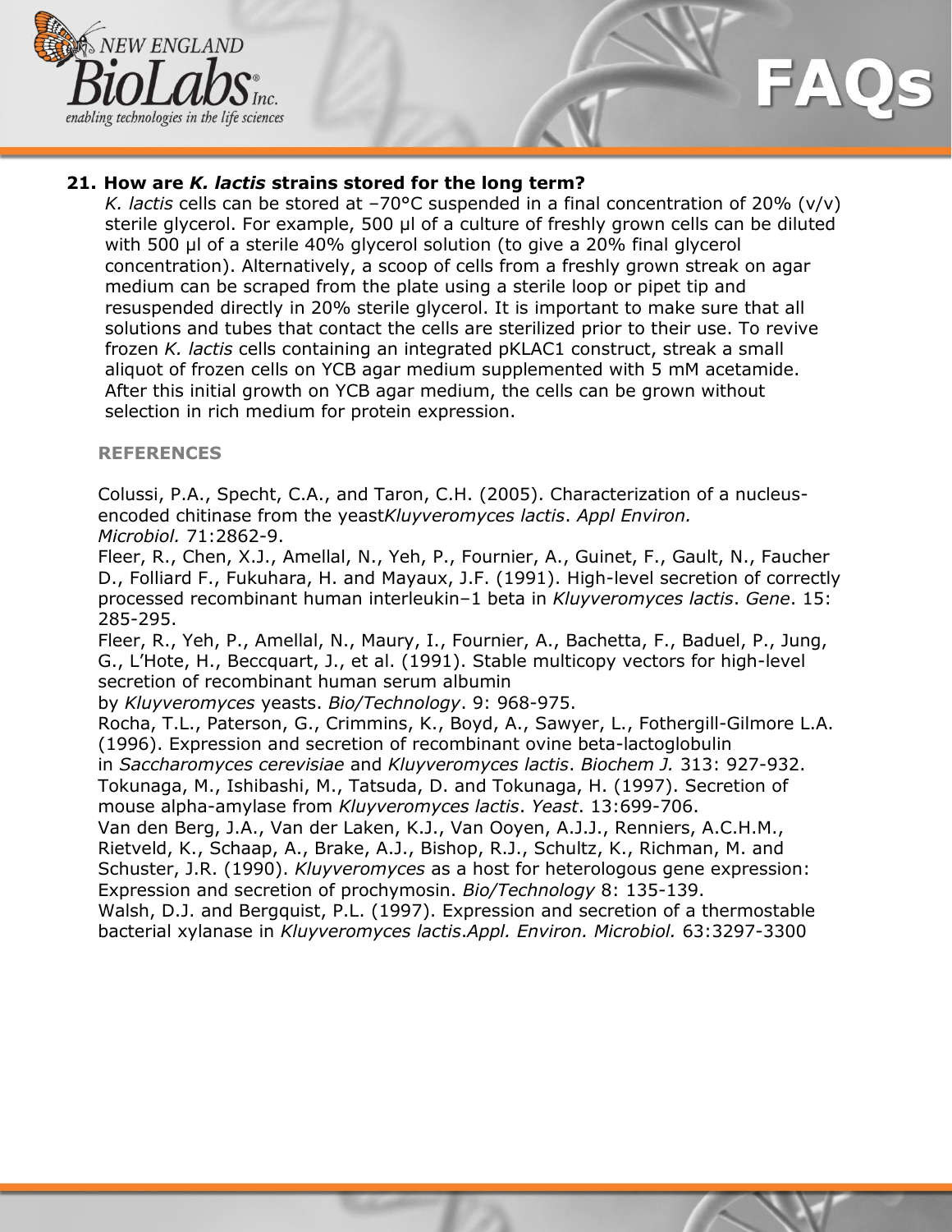### 21. How are *K. lactis* strains stored for the long term?

*K. lactis* cells can be stored at –70°C suspended in a final concentration of 20% (v/v) sterile glycerol. For example, 500 µl of a culture of freshly grown cells can be diluted with 500 µl of a sterile 40% glycerol solution (to give a 20% final glycerol concentration). Alternatively, a scoop of cells from a freshly grown streak on agar medium can be scraped from the plate using a sterile loop or pipet tip and resuspended directly in 20% sterile glycerol. It is important to make sure that all solutions and tubes that contact the cells are sterilized prior to their use. To revive frozen *K. lactis* cells containing an integrated pKLAC1 construct, streak a small aliquot of frozen cells on YCB agar medium supplemented with 5 mM acetamide. After this initial growth on YCB agar medium, the cells can be grown without selection in rich medium for protein expression.

**REFERENCES**

Colussi, P.A., Specht, C.A., and Taron, C.H. (2005). Characterization of a nucleus-encoded chitinase from the yeast*Kluyveromyces lactis*. *Appl Environ. Microbiol.* 71:2862-9.

Fleer, R., Chen, X.J., Amellal, N., Yeh, P., Fournier, A., Guinet, F., Gault, N., Faucher D., Folliard F., Fukuhara, H. and Mayaux, J.F. (1991). High-level secretion of correctly processed recombinant human interleukin–1 beta in *Kluyveromyces lactis*. *Gene*. 15: 285-295.

Fleer, R., Yeh, P., Amellal, N., Maury, I., Fournier, A., Bachetta, F., Baduel, P., Jung, G., L'Hote, H., Beccquart, J., et al. (1991). Stable multicopy vectors for high-level secretion of recombinant human serum albumin by *Kluyveromyces* yeasts. *Bio/Technology*. 9: 968-975.

Rocha, T.L., Paterson, G., Crimmins, K., Boyd, A., Sawyer, L., Fothergill-Gilmore L.A. (1996). Expression and secretion of recombinant ovine beta-lactoglobulin in *Saccharomyces cerevisiae* and *Kluyveromyces lactis*. *Biochem J.* 313: 927-932.

Tokunaga, M., Ishibashi, M., Tatsuda, D. and Tokunaga, H. (1997). Secretion of mouse alpha-amylase from *Kluyveromyces lactis*. *Yeast*. 13:699-706.

Van den Berg, J.A., Van der Laken, K.J., Van Ooyen, A.J.J., Renniers, A.C.H.M., Rietveld, K., Schaap, A., Brake, A.J., Bishop, R.J., Schultz, K., Richman, M. and Schuster, J.R. (1990). *Kluyveromyces* as a host for heterologous gene expression: Expression and secretion of prochymosin. *Bio/Technology* 8: 135-139.

Walsh, D.J. and Bergquist, P.L. (1997). Expression and secretion of a thermostable bacterial xylanase in *Kluyveromyces lactis*.*Appl. Environ. Microbiol.* 63:3297-3300